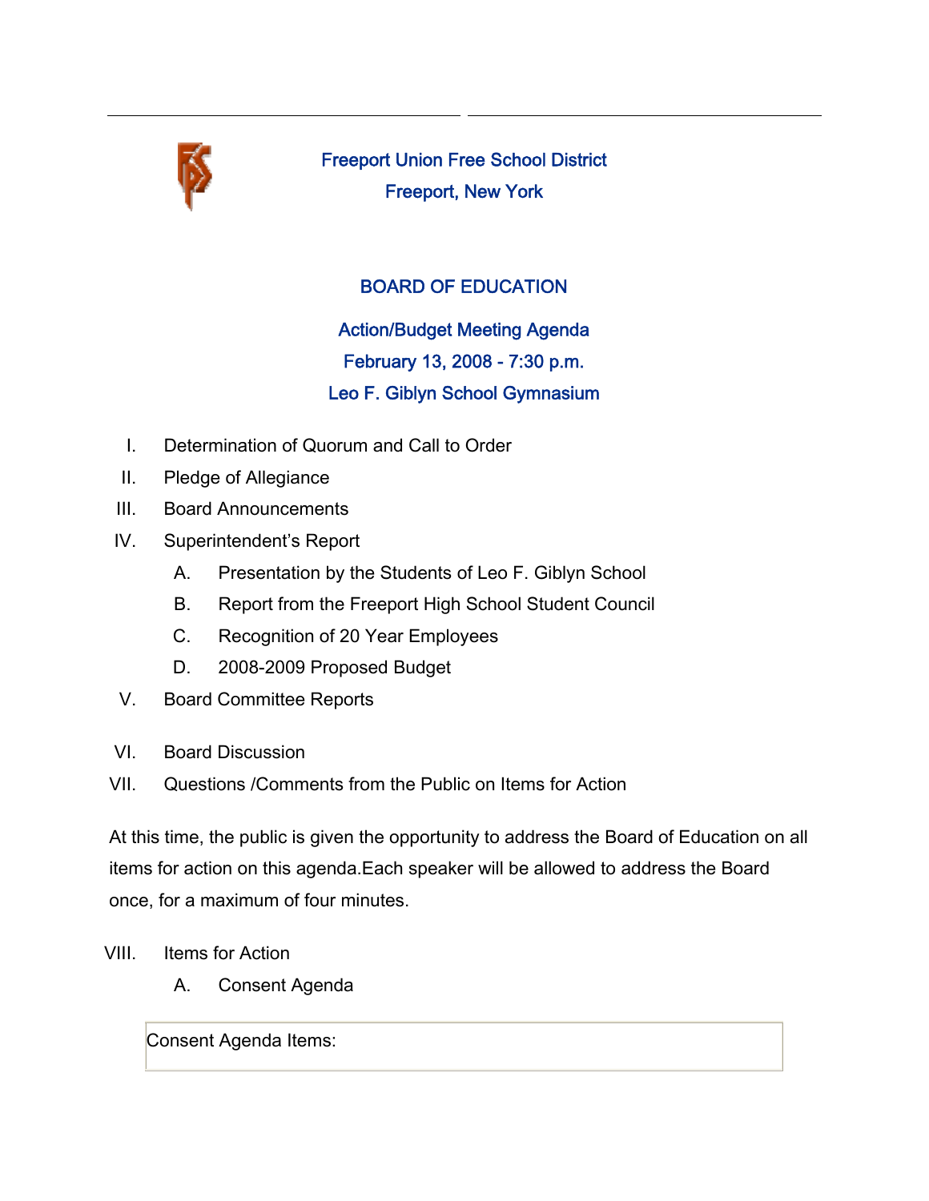# Freeport Union Free School District

## Freeport, New York

## BOARD OF EDUCATION

### Action/Budget Meeting Agenda

### February 13, 2008 - 7:30 p.m.

### Leo F. Giblyn School Gymnasium

I. Determination of Quorum and Call to Order

II. Pledge of Allegiance

III. Board Announcements

IV. Superintendent's Report

- A. Presentation by the Students of Leo F. Giblyn School
- B. Report from the Freeport High School Student Council
- C. Recognition of 20 Year Employees
- D. 2008-2009 Proposed Budget

V. Board Committee Reports

VI. Board Discussion

VII. Questions /Comments from the Public on Items for Action

At this time, the public is given the opportunity to address the Board of Education on all items for action on this agenda.Each speaker will be allowed to address the Board once, for a maximum of four minutes.

VIII. Items for Action

- A. Consent Agenda

| Consent Agenda Items: |
|---|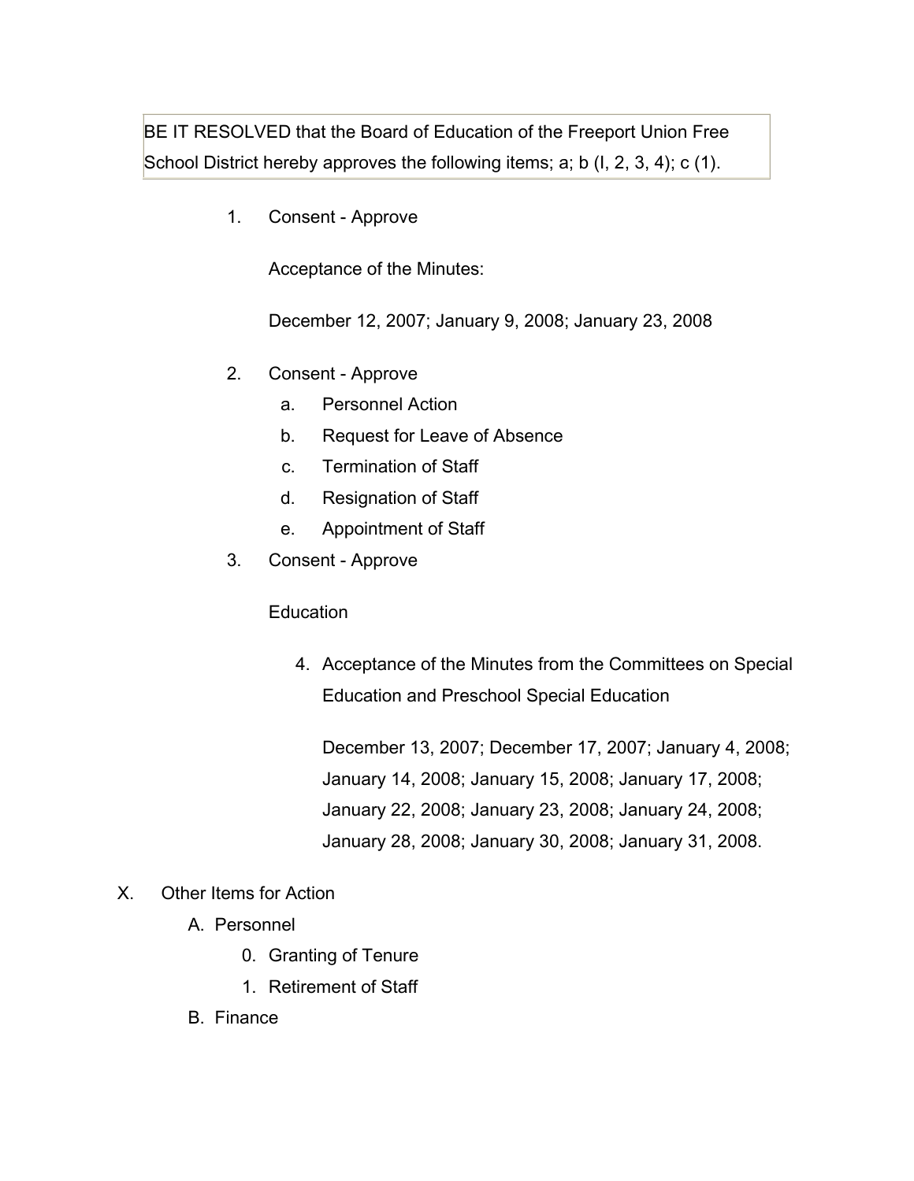BE IT RESOLVED that the Board of Education of the Freeport Union Free School District hereby approves the following items; a; b (I, 2, 3, 4); c (1).

1. Consent - Approve

   Acceptance of the Minutes:

   December 12, 2007; January 9, 2008; January 23, 2008

2. Consent - Approve
   a. Personnel Action
   b. Request for Leave of Absence
   c. Termination of Staff
   d. Resignation of Staff
   e. Appointment of Staff

3. Consent - Approve

   Education

   4. Acceptance of the Minutes from the Committees on Special Education and Preschool Special Education

      December 13, 2007; December 17, 2007; January 4, 2008; January 14, 2008; January 15, 2008; January 17, 2008; January 22, 2008; January 23, 2008; January 24, 2008; January 28, 2008; January 30, 2008; January 31, 2008.

X. Other Items for Action
   A. Personnel
      0. Granting of Tenure
      1. Retirement of Staff
   B. Finance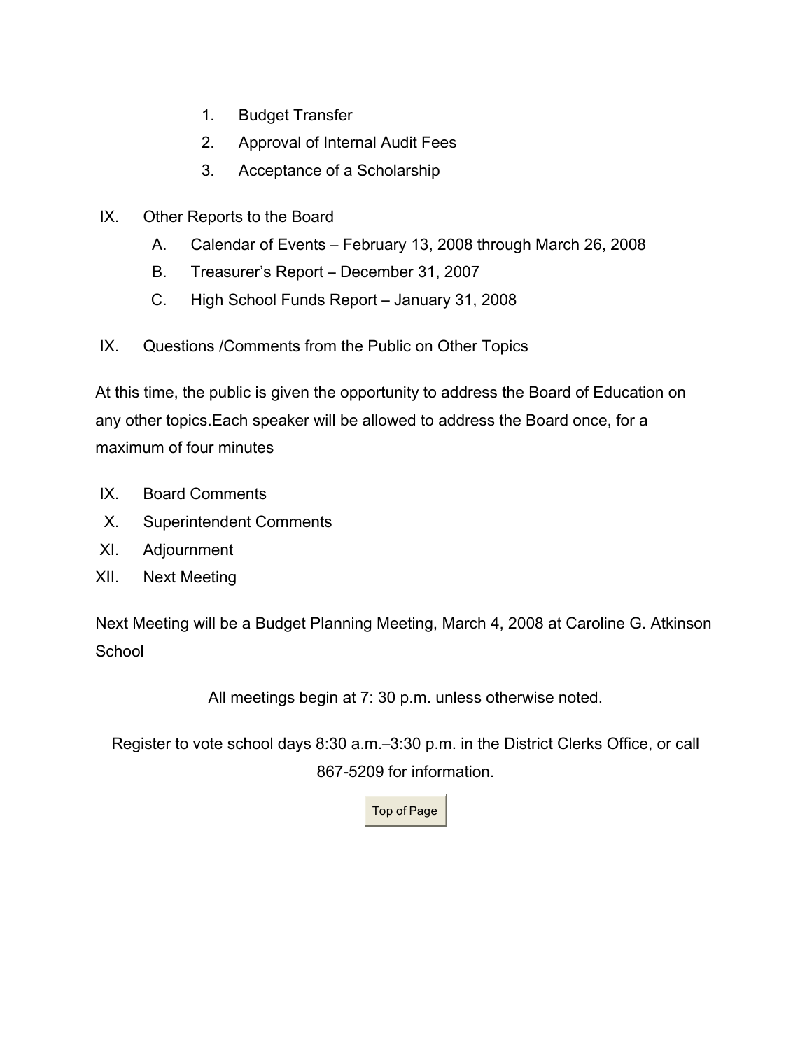1. Budget Transfer
2. Approval of Internal Audit Fees
3. Acceptance of a Scholarship

IX. Other Reports to the Board

A. Calendar of Events – February 13, 2008 through March 26, 2008

B. Treasurer's Report – December 31, 2007

C. High School Funds Report – January 31, 2008

IX. Questions /Comments from the Public on Other Topics

At this time, the public is given the opportunity to address the Board of Education on any other topics.Each speaker will be allowed to address the Board once, for a maximum of four minutes

IX. Board Comments

X. Superintendent Comments

XI. Adjournment

XII. Next Meeting

Next Meeting will be a Budget Planning Meeting, March 4, 2008 at Caroline G. Atkinson School

All meetings begin at 7: 30 p.m. unless otherwise noted.

Register to vote school days 8:30 a.m.–3:30 p.m. in the District Clerks Office, or call 867-5209 for information.

Top of Page